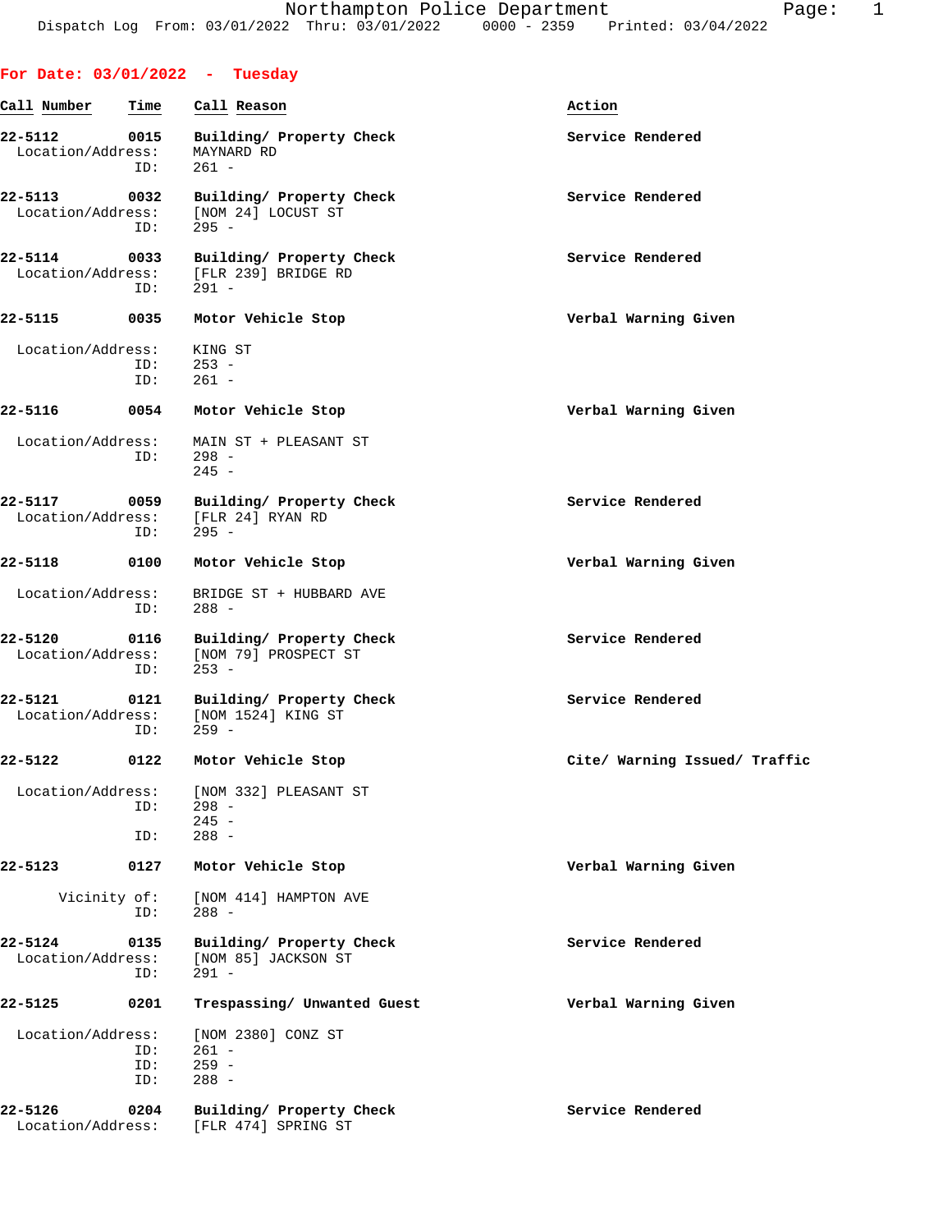**For Date: 03/01/2022 - Tuesday**

| Call Number | Time | Call Reason | Action |
|---|---|---|---|
| 22-5112 | 0015 | Building/ Property Check | Service Rendered |
| Location/Address: | | MAYNARD RD | |
| ID: | | 261 - | |
| 22-5113 | 0032 | Building/ Property Check | Service Rendered |
| Location/Address: | | [NOM 24] LOCUST ST | |
| ID: | | 295 - | |
| 22-5114 | 0033 | Building/ Property Check | Service Rendered |
| Location/Address: | | [FLR 239] BRIDGE RD | |
| ID: | | 291 - | |
| 22-5115 | 0035 | Motor Vehicle Stop | Verbal Warning Given |
| Location/Address: | | KING ST | |
| ID: | | 253 - | |
| ID: | | 261 - | |
| 22-5116 | 0054 | Motor Vehicle Stop | Verbal Warning Given |
| Location/Address: | | MAIN ST + PLEASANT ST | |
| ID: | | 298 - | |
| | | 245 - | |
| 22-5117 | 0059 | Building/ Property Check | Service Rendered |
| Location/Address: | | [FLR 24] RYAN RD | |
| ID: | | 295 - | |
| 22-5118 | 0100 | Motor Vehicle Stop | Verbal Warning Given |
| Location/Address: | | BRIDGE ST + HUBBARD AVE | |
| ID: | | 288 - | |
| 22-5120 | 0116 | Building/ Property Check | Service Rendered |
| Location/Address: | | [NOM 79] PROSPECT ST | |
| ID: | | 253 - | |
| 22-5121 | 0121 | Building/ Property Check | Service Rendered |
| Location/Address: | | [NOM 1524] KING ST | |
| ID: | | 259 - | |
| 22-5122 | 0122 | Motor Vehicle Stop | Cite/ Warning Issued/ Traffic |
| Location/Address: | | [NOM 332] PLEASANT ST | |
| ID: | | 298 - | |
| | | 245 - | |
| ID: | | 288 - | |
| 22-5123 | 0127 | Motor Vehicle Stop | Verbal Warning Given |
| Vicinity of: | | [NOM 414] HAMPTON AVE | |
| ID: | | 288 - | |
| 22-5124 | 0135 | Building/ Property Check | Service Rendered |
| Location/Address: | | [NOM 85] JACKSON ST | |
| ID: | | 291 - | |
| 22-5125 | 0201 | Trespassing/ Unwanted Guest | Verbal Warning Given |
| Location/Address: | | [NOM 2380] CONZ ST | |
| ID: | | 261 - | |
| ID: | | 259 - | |
| ID: | | 288 - | |
| 22-5126 | 0204 | Building/ Property Check | Service Rendered |
| Location/Address: | | [FLR 474] SPRING ST | |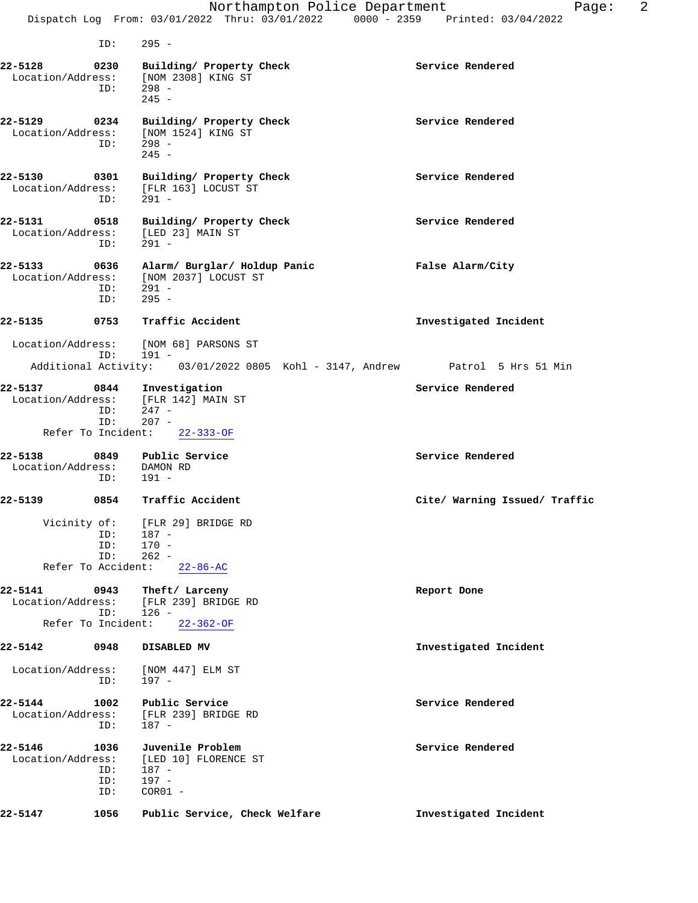ID: 295 -

**22-5128 0230 Building/ Property Check** — Service Rendered
Location/Address: [NOM 2308] KING ST
ID: 298 -
245 -

**22-5129 0234 Building/ Property Check** — Service Rendered
Location/Address: [NOM 1524] KING ST
ID: 298 -
245 -

**22-5130 0301 Building/ Property Check** — Service Rendered
Location/Address: [FLR 163] LOCUST ST
ID: 291 -

**22-5131 0518 Building/ Property Check** — Service Rendered
Location/Address: [LED 23] MAIN ST
ID: 291 -

**22-5133 0636 Alarm/ Burglar/ Holdup Panic** — False Alarm/City
Location/Address: [NOM 2037] LOCUST ST
ID: 291 -
ID: 295 -

**22-5135 0753 Traffic Accident** — Investigated Incident
Location/Address: [NOM 68] PARSONS ST
ID: 191 -
Additional Activity: 03/01/2022 0805 Kohl - 3147, Andrew Patrol 5 Hrs 51 Min

**22-5137 0844 Investigation** — Service Rendered
Location/Address: [FLR 142] MAIN ST
ID: 247 -
ID: 207 -
Refer To Incident: 22-333-OF

**22-5138 0849 Public Service** — Service Rendered
Location/Address: DAMON RD
ID: 191 -

**22-5139 0854 Traffic Accident** — Cite/ Warning Issued/ Traffic
Vicinity of: [FLR 29] BRIDGE RD
ID: 187 -
ID: 170 -
ID: 262 -
Refer To Accident: 22-86-AC

**22-5141 0943 Theft/ Larceny** — Report Done
Location/Address: [FLR 239] BRIDGE RD
ID: 126 -
Refer To Incident: 22-362-OF

**22-5142 0948 DISABLED MV** — Investigated Incident
Location/Address: [NOM 447] ELM ST
ID: 197 -

**22-5144 1002 Public Service** — Service Rendered
Location/Address: [FLR 239] BRIDGE RD
ID: 187 -

**22-5146 1036 Juvenile Problem** — Service Rendered
Location/Address: [LED 10] FLORENCE ST
ID: 187 -
ID: 197 -
ID: COR01 -

**22-5147 1056 Public Service, Check Welfare** — Investigated Incident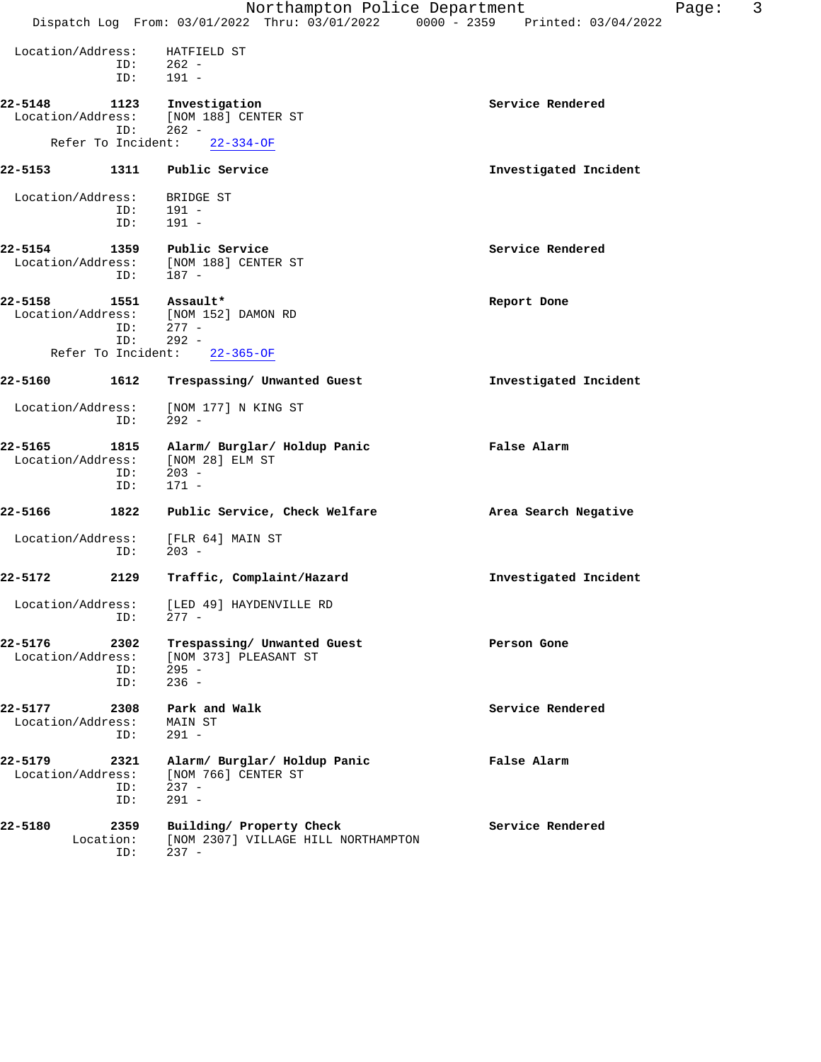Location/Address: HATFIELD ST
ID: 262 -
ID: 191 -

**22-5148 1123 Investigation** **Service Rendered**
Location/Address: [NOM 188] CENTER ST
ID: 262 -
Refer To Incident: 22-334-OF

**22-5153 1311 Public Service** **Investigated Incident**
Location/Address: BRIDGE ST
ID: 191 -
ID: 191 -

**22-5154 1359 Public Service** **Service Rendered**
Location/Address: [NOM 188] CENTER ST
ID: 187 -

**22-5158 1551 Assault*** **Report Done**
Location/Address: [NOM 152] DAMON RD
ID: 277 -
ID: 292 -
Refer To Incident: 22-365-OF

**22-5160 1612 Trespassing/ Unwanted Guest** **Investigated Incident**
Location/Address: [NOM 177] N KING ST
ID: 292 -

**22-5165 1815 Alarm/ Burglar/ Holdup Panic** **False Alarm**
Location/Address: [NOM 28] ELM ST
ID: 203 -
ID: 171 -

**22-5166 1822 Public Service, Check Welfare** **Area Search Negative**
Location/Address: [FLR 64] MAIN ST
ID: 203 -

**22-5172 2129 Traffic, Complaint/Hazard** **Investigated Incident**
Location/Address: [LED 49] HAYDENVILLE RD
ID: 277 -

**22-5176 2302 Trespassing/ Unwanted Guest** **Person Gone**
Location/Address: [NOM 373] PLEASANT ST
ID: 295 -
ID: 236 -

**22-5177 2308 Park and Walk** **Service Rendered**
Location/Address: MAIN ST
ID: 291 -

**22-5179 2321 Alarm/ Burglar/ Holdup Panic** **False Alarm**
Location/Address: [NOM 766] CENTER ST
ID: 237 -
ID: 291 -

**22-5180 2359 Building/ Property Check** **Service Rendered**
Location: [NOM 2307] VILLAGE HILL NORTHAMPTON
ID: 237 -